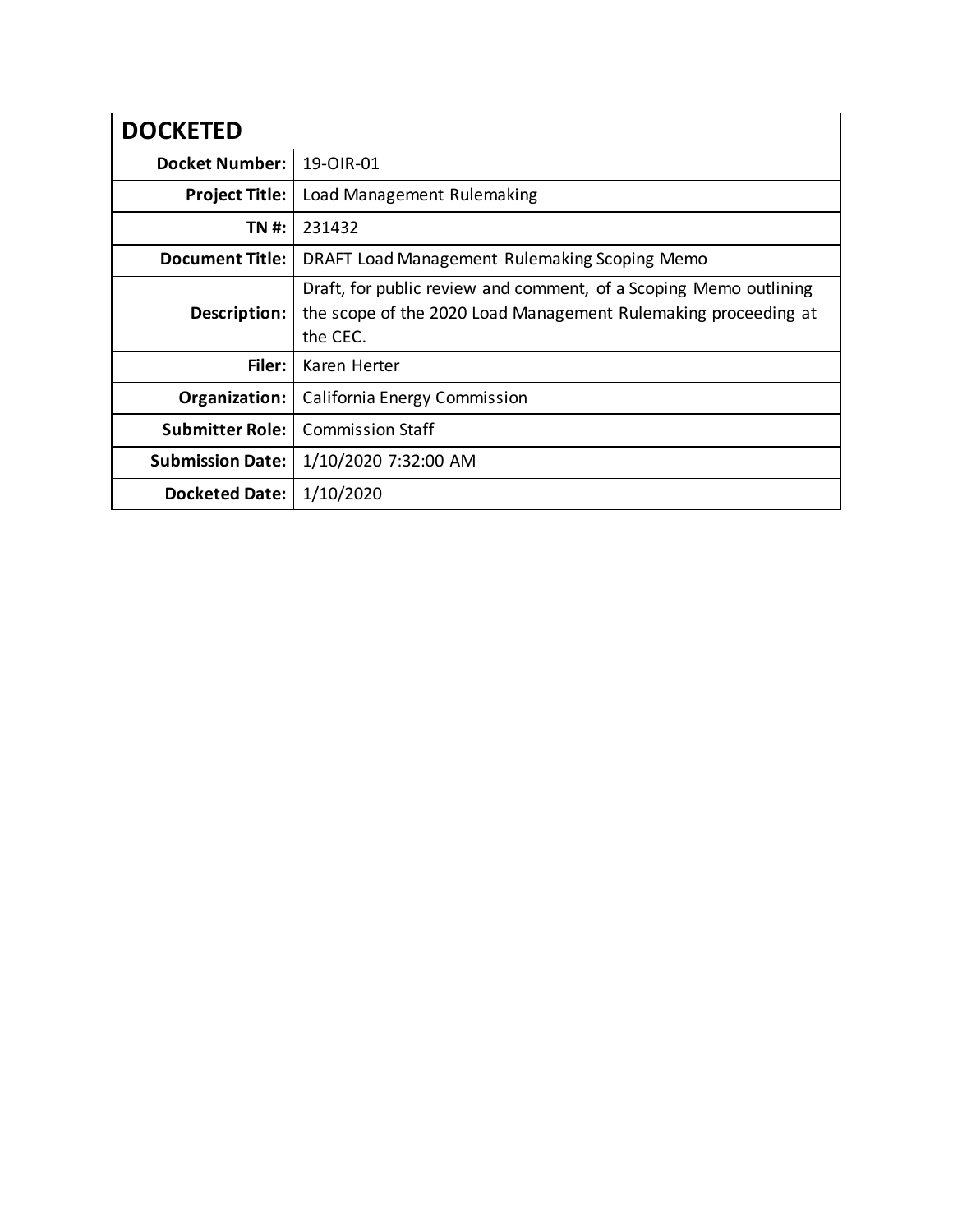| DOCKETED | |
|---|---|
| **Docket Number:** | 19-OIR-01 |
| **Project Title:** | Load Management Rulemaking |
| **TN #:** | 231432 |
| **Document Title:** | DRAFT Load Management Rulemaking Scoping Memo |
| **Description:** | Draft, for public review and comment, of a Scoping Memo outlining the scope of the 2020 Load Management Rulemaking proceeding at the CEC. |
| **Filer:** | Karen Herter |
| **Organization:** | California Energy Commission |
| **Submitter Role:** | Commission Staff |
| **Submission Date:** | 1/10/2020 7:32:00 AM |
| **Docketed Date:** | 1/10/2020 |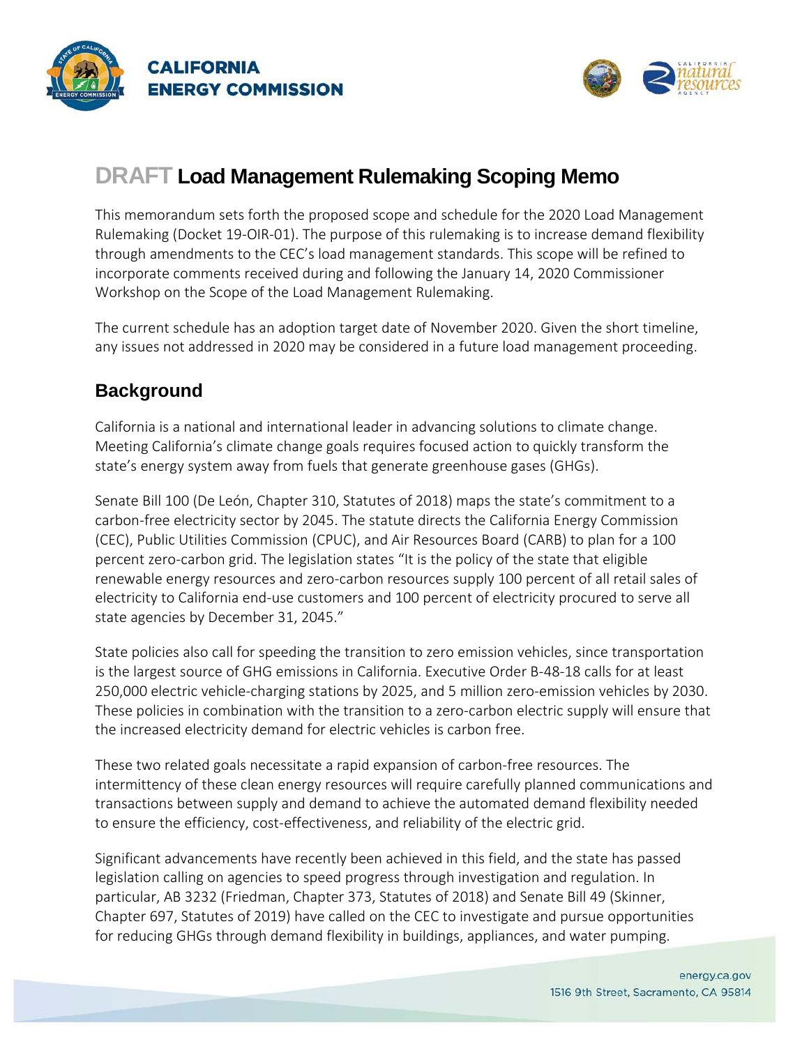# DRAFT Load Management Rulemaking Scoping Memo

This memorandum sets forth the proposed scope and schedule for the 2020 Load Management Rulemaking (Docket 19-OIR-01). The purpose of this rulemaking is to increase demand flexibility through amendments to the CEC's load management standards. This scope will be refined to incorporate comments received during and following the January 14, 2020 Commissioner Workshop on the Scope of the Load Management Rulemaking.

The current schedule has an adoption target date of November 2020. Given the short timeline, any issues not addressed in 2020 may be considered in a future load management proceeding.

## Background

California is a national and international leader in advancing solutions to climate change. Meeting California's climate change goals requires focused action to quickly transform the state's energy system away from fuels that generate greenhouse gases (GHGs).

Senate Bill 100 (De León, Chapter 310, Statutes of 2018) maps the state's commitment to a carbon-free electricity sector by 2045. The statute directs the California Energy Commission (CEC), Public Utilities Commission (CPUC), and Air Resources Board (CARB) to plan for a 100 percent zero-carbon grid. The legislation states "It is the policy of the state that eligible renewable energy resources and zero-carbon resources supply 100 percent of all retail sales of electricity to California end-use customers and 100 percent of electricity procured to serve all state agencies by December 31, 2045."

State policies also call for speeding the transition to zero emission vehicles, since transportation is the largest source of GHG emissions in California. Executive Order B-48-18 calls for at least 250,000 electric vehicle-charging stations by 2025, and 5 million zero-emission vehicles by 2030. These policies in combination with the transition to a zero-carbon electric supply will ensure that the increased electricity demand for electric vehicles is carbon free.

These two related goals necessitate a rapid expansion of carbon-free resources. The intermittency of these clean energy resources will require carefully planned communications and transactions between supply and demand to achieve the automated demand flexibility needed to ensure the efficiency, cost-effectiveness, and reliability of the electric grid.

Significant advancements have recently been achieved in this field, and the state has passed legislation calling on agencies to speed progress through investigation and regulation. In particular, AB 3232 (Friedman, Chapter 373, Statutes of 2018) and Senate Bill 49 (Skinner, Chapter 697, Statutes of 2019) have called on the CEC to investigate and pursue opportunities for reducing GHGs through demand flexibility in buildings, appliances, and water pumping.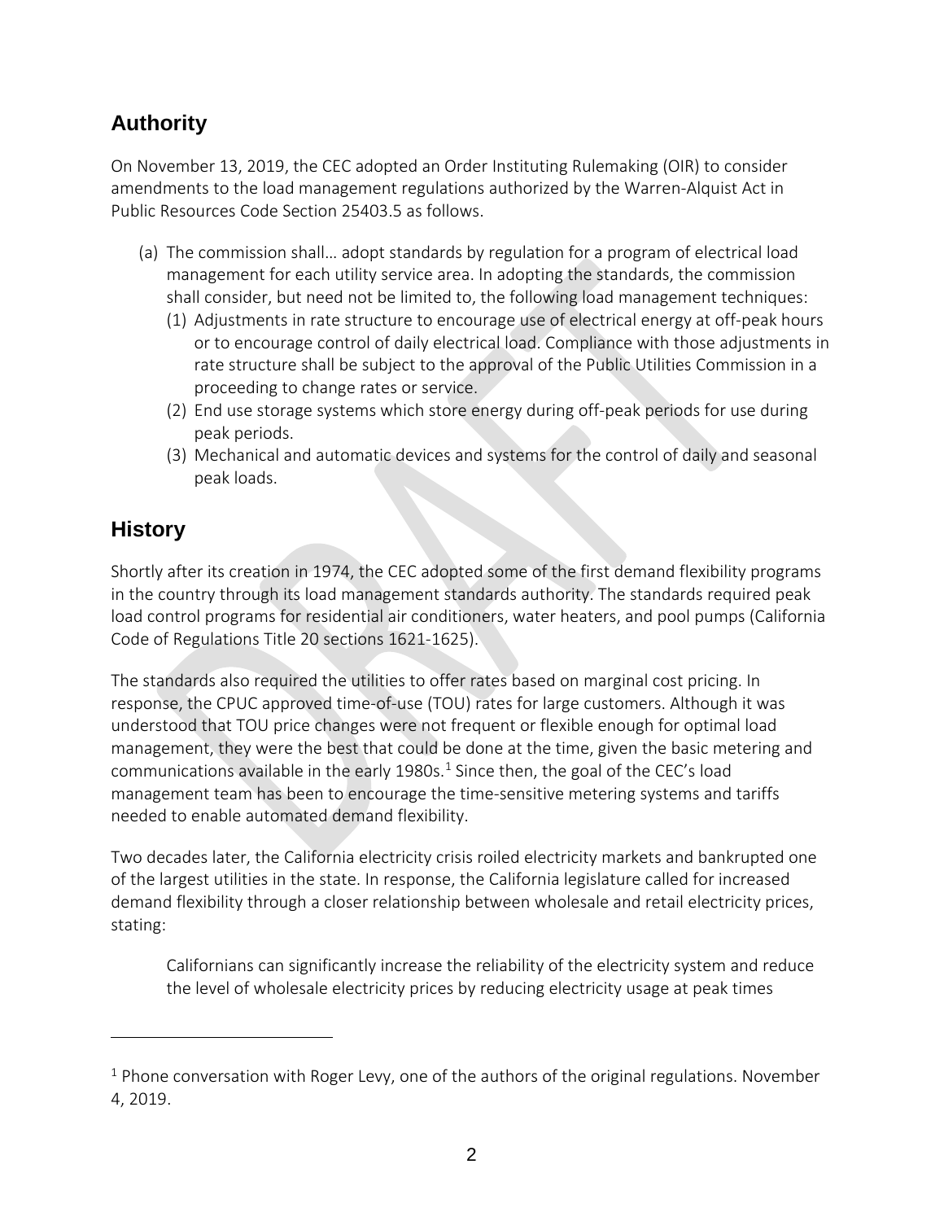## Authority

On November 13, 2019, the CEC adopted an Order Instituting Rulemaking (OIR) to consider amendments to the load management regulations authorized by the Warren-Alquist Act in Public Resources Code Section 25403.5 as follows.

(a) The commission shall… adopt standards by regulation for a program of electrical load management for each utility service area. In adopting the standards, the commission shall consider, but need not be limited to, the following load management techniques:

(1) Adjustments in rate structure to encourage use of electrical energy at off-peak hours or to encourage control of daily electrical load. Compliance with those adjustments in rate structure shall be subject to the approval of the Public Utilities Commission in a proceeding to change rates or service.

(2) End use storage systems which store energy during off-peak periods for use during peak periods.

(3) Mechanical and automatic devices and systems for the control of daily and seasonal peak loads.

## History

Shortly after its creation in 1974, the CEC adopted some of the first demand flexibility programs in the country through its load management standards authority. The standards required peak load control programs for residential air conditioners, water heaters, and pool pumps (California Code of Regulations Title 20 sections 1621-1625).

The standards also required the utilities to offer rates based on marginal cost pricing. In response, the CPUC approved time-of-use (TOU) rates for large customers. Although it was understood that TOU price changes were not frequent or flexible enough for optimal load management, they were the best that could be done at the time, given the basic metering and communications available in the early 1980s.[1] Since then, the goal of the CEC's load management team has been to encourage the time-sensitive metering systems and tariffs needed to enable automated demand flexibility.

Two decades later, the California electricity crisis roiled electricity markets and bankrupted one of the largest utilities in the state. In response, the California legislature called for increased demand flexibility through a closer relationship between wholesale and retail electricity prices, stating:

> Californians can significantly increase the reliability of the electricity system and reduce the level of wholesale electricity prices by reducing electricity usage at peak times

---

[1] Phone conversation with Roger Levy, one of the authors of the original regulations. November 4, 2019.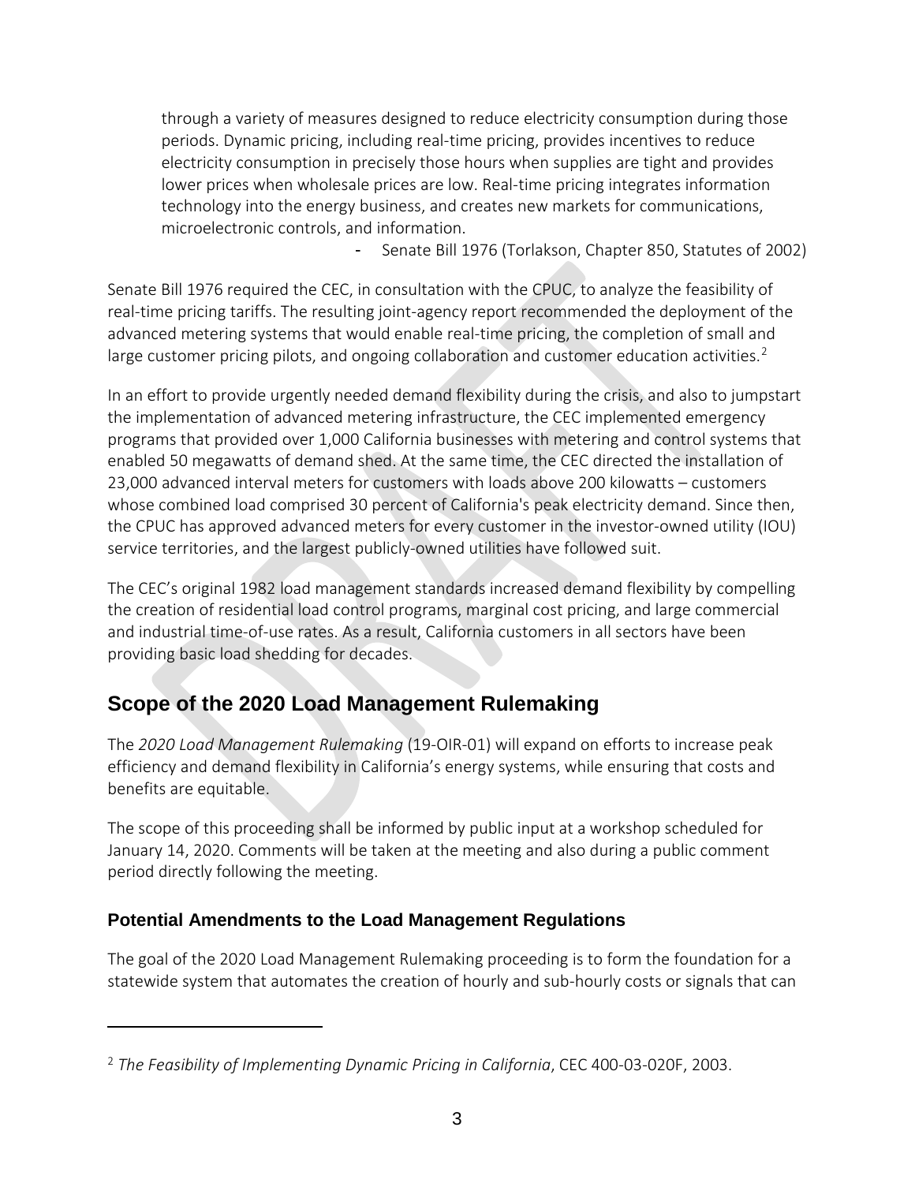through a variety of measures designed to reduce electricity consumption during those periods. Dynamic pricing, including real-time pricing, provides incentives to reduce electricity consumption in precisely those hours when supplies are tight and provides lower prices when wholesale prices are low. Real-time pricing integrates information technology into the energy business, and creates new markets for communications, microelectronic controls, and information.

- Senate Bill 1976 (Torlakson, Chapter 850, Statutes of 2002)

Senate Bill 1976 required the CEC, in consultation with the CPUC, to analyze the feasibility of real-time pricing tariffs. The resulting joint-agency report recommended the deployment of the advanced metering systems that would enable real-time pricing, the completion of small and large customer pricing pilots, and ongoing collaboration and customer education activities.[2]

In an effort to provide urgently needed demand flexibility during the crisis, and also to jumpstart the implementation of advanced metering infrastructure, the CEC implemented emergency programs that provided over 1,000 California businesses with metering and control systems that enabled 50 megawatts of demand shed. At the same time, the CEC directed the installation of 23,000 advanced interval meters for customers with loads above 200 kilowatts – customers whose combined load comprised 30 percent of California's peak electricity demand. Since then, the CPUC has approved advanced meters for every customer in the investor-owned utility (IOU) service territories, and the largest publicly-owned utilities have followed suit.

The CEC's original 1982 load management standards increased demand flexibility by compelling the creation of residential load control programs, marginal cost pricing, and large commercial and industrial time-of-use rates. As a result, California customers in all sectors have been providing basic load shedding for decades.

## Scope of the 2020 Load Management Rulemaking

The *2020 Load Management Rulemaking* (19-OIR-01) will expand on efforts to increase peak efficiency and demand flexibility in California's energy systems, while ensuring that costs and benefits are equitable.

The scope of this proceeding shall be informed by public input at a workshop scheduled for January 14, 2020. Comments will be taken at the meeting and also during a public comment period directly following the meeting.

### Potential Amendments to the Load Management Regulations

The goal of the 2020 Load Management Rulemaking proceeding is to form the foundation for a statewide system that automates the creation of hourly and sub-hourly costs or signals that can

---

[2] *The Feasibility of Implementing Dynamic Pricing in California*, CEC 400-03-020F, 2003.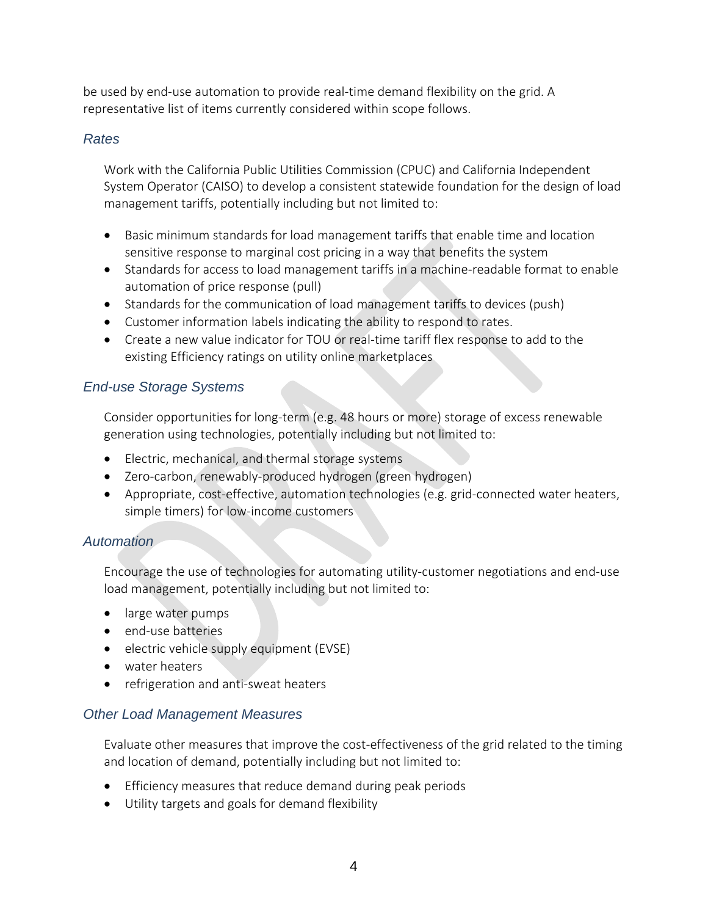be used by end-use automation to provide real-time demand flexibility on the grid. A representative list of items currently considered within scope follows.

### *Rates*

Work with the California Public Utilities Commission (CPUC) and California Independent System Operator (CAISO) to develop a consistent statewide foundation for the design of load management tariffs, potentially including but not limited to:

- Basic minimum standards for load management tariffs that enable time and location sensitive response to marginal cost pricing in a way that benefits the system
- Standards for access to load management tariffs in a machine-readable format to enable automation of price response (pull)
- Standards for the communication of load management tariffs to devices (push)
- Customer information labels indicating the ability to respond to rates.
- Create a new value indicator for TOU or real-time tariff flex response to add to the existing Efficiency ratings on utility online marketplaces

### *End-use Storage Systems*

Consider opportunities for long-term (e.g. 48 hours or more) storage of excess renewable generation using technologies, potentially including but not limited to:

- Electric, mechanical, and thermal storage systems
- Zero-carbon, renewably-produced hydrogen (green hydrogen)
- Appropriate, cost-effective, automation technologies (e.g. grid-connected water heaters, simple timers) for low-income customers

### *Automation*

Encourage the use of technologies for automating utility-customer negotiations and end-use load management, potentially including but not limited to:

- large water pumps
- end-use batteries
- electric vehicle supply equipment (EVSE)
- water heaters
- refrigeration and anti-sweat heaters

### *Other Load Management Measures*

Evaluate other measures that improve the cost-effectiveness of the grid related to the timing and location of demand, potentially including but not limited to:

- Efficiency measures that reduce demand during peak periods
- Utility targets and goals for demand flexibility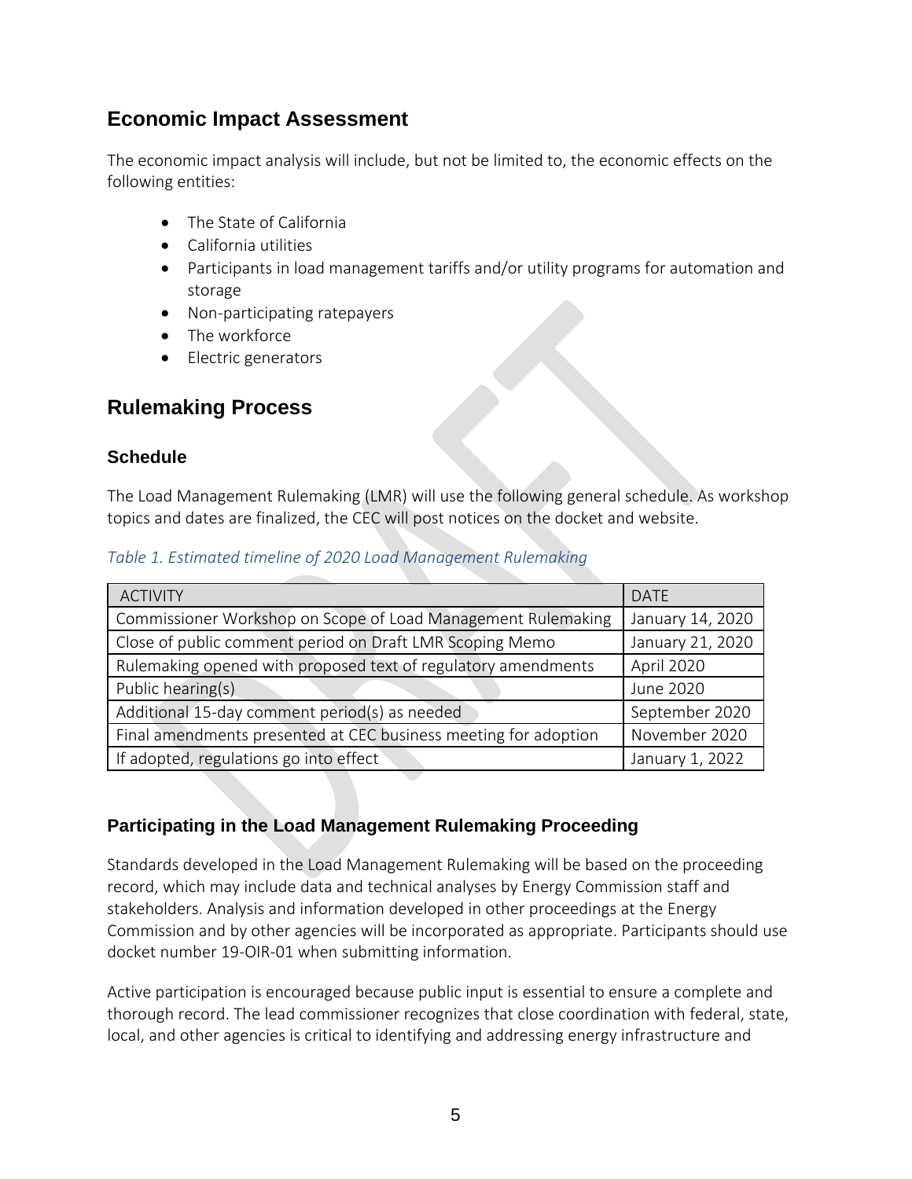## Economic Impact Assessment

The economic impact analysis will include, but not be limited to, the economic effects on the following entities:

- The State of California
- California utilities
- Participants in load management tariffs and/or utility programs for automation and storage
- Non-participating ratepayers
- The workforce
- Electric generators

## Rulemaking Process

### Schedule

The Load Management Rulemaking (LMR) will use the following general schedule. As workshop topics and dates are finalized, the CEC will post notices on the docket and website.

*Table 1. Estimated timeline of 2020 Load Management Rulemaking*

| ACTIVITY | DATE |
| --- | --- |
| Commissioner Workshop on Scope of Load Management Rulemaking | January 14, 2020 |
| Close of public comment period on Draft LMR Scoping Memo | January 21, 2020 |
| Rulemaking opened with proposed text of regulatory amendments | April 2020 |
| Public hearing(s) | June 2020 |
| Additional 15-day comment period(s) as needed | September 2020 |
| Final amendments presented at CEC business meeting for adoption | November 2020 |
| If adopted, regulations go into effect | January 1, 2022 |

### Participating in the Load Management Rulemaking Proceeding

Standards developed in the Load Management Rulemaking will be based on the proceeding record, which may include data and technical analyses by Energy Commission staff and stakeholders. Analysis and information developed in other proceedings at the Energy Commission and by other agencies will be incorporated as appropriate. Participants should use docket number 19-OIR-01 when submitting information.

Active participation is encouraged because public input is essential to ensure a complete and thorough record. The lead commissioner recognizes that close coordination with federal, state, local, and other agencies is critical to identifying and addressing energy infrastructure and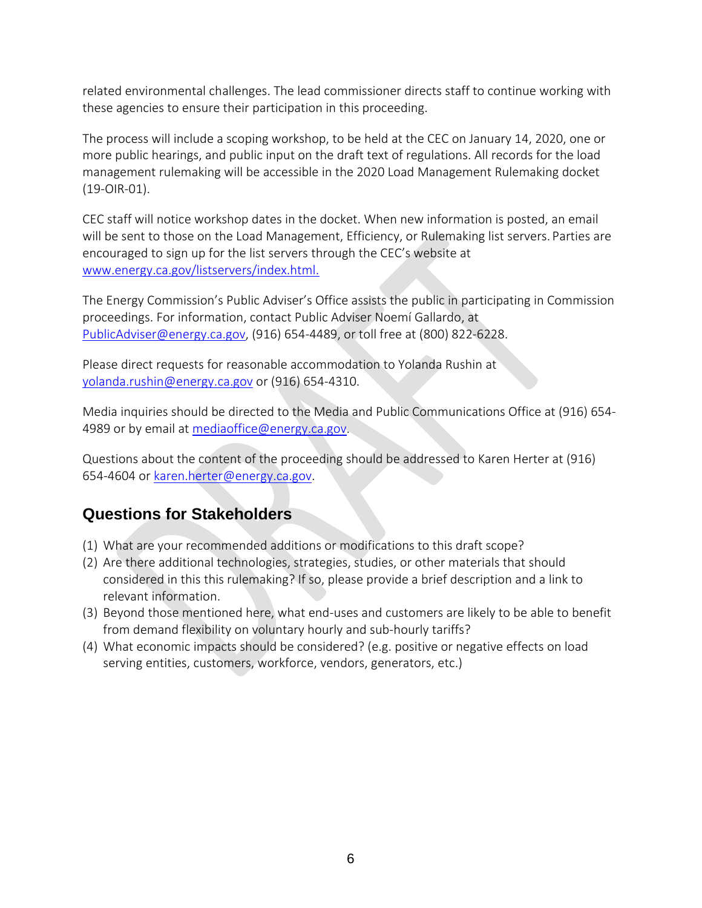related environmental challenges. The lead commissioner directs staff to continue working with these agencies to ensure their participation in this proceeding.

The process will include a scoping workshop, to be held at the CEC on January 14, 2020, one or more public hearings, and public input on the draft text of regulations. All records for the load management rulemaking will be accessible in the 2020 Load Management Rulemaking docket (19-OIR-01).

CEC staff will notice workshop dates in the docket. When new information is posted, an email will be sent to those on the Load Management, Efficiency, or Rulemaking list servers. Parties are encouraged to sign up for the list servers through the CEC's website at www.energy.ca.gov/listservers/index.html.

The Energy Commission's Public Adviser's Office assists the public in participating in Commission proceedings. For information, contact Public Adviser Noemí Gallardo, at PublicAdviser@energy.ca.gov, (916) 654-4489, or toll free at (800) 822-6228.

Please direct requests for reasonable accommodation to Yolanda Rushin at yolanda.rushin@energy.ca.gov or (916) 654-4310.

Media inquiries should be directed to the Media and Public Communications Office at (916) 654-4989 or by email at mediaoffice@energy.ca.gov.

Questions about the content of the proceeding should be addressed to Karen Herter at (916) 654-4604 or karen.herter@energy.ca.gov.

## Questions for Stakeholders

(1) What are your recommended additions or modifications to this draft scope?
(2) Are there additional technologies, strategies, studies, or other materials that should considered in this this rulemaking? If so, please provide a brief description and a link to relevant information.
(3) Beyond those mentioned here, what end-uses and customers are likely to be able to benefit from demand flexibility on voluntary hourly and sub-hourly tariffs?
(4) What economic impacts should be considered? (e.g. positive or negative effects on load serving entities, customers, workforce, vendors, generators, etc.)